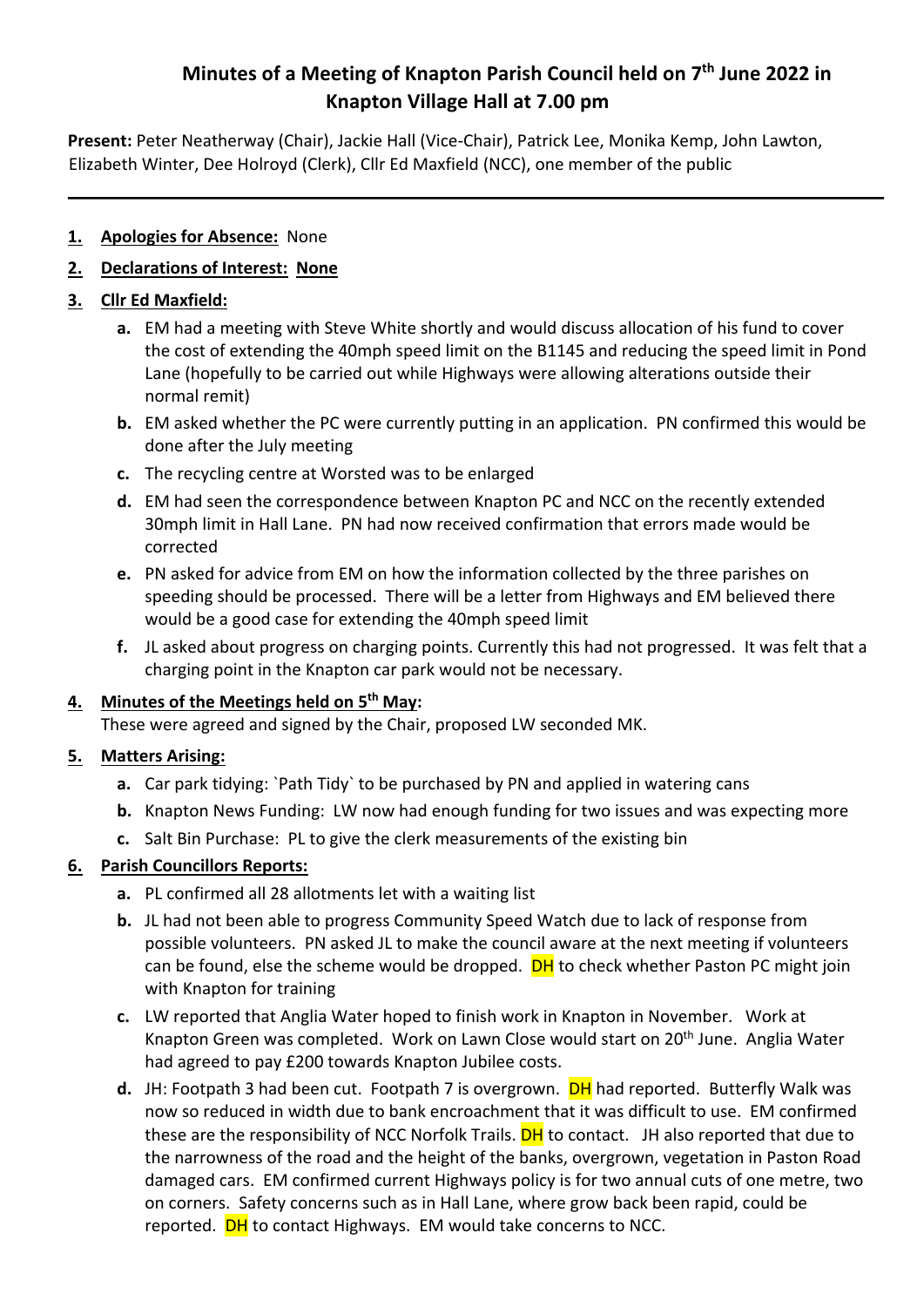# Minutes of a Meeting of Knapton Parish Council held on 7th June 2022 in Knapton Village Hall at 7.00 pm

**Present:** Peter Neatherway (Chair), Jackie Hall (Vice-Chair), Patrick Lee, Monika Kemp, John Lawton, Elizabeth Winter, Dee Holroyd (Clerk), Cllr Ed Maxfield (NCC), one member of the public

---

1. **Apologies for Absence:** None
2. **Declarations of Interest: None**
3. **Cllr Ed Maxfield:**
   a. EM had a meeting with Steve White shortly and would discuss allocation of his fund to cover the cost of extending the 40mph speed limit on the B1145 and reducing the speed limit in Pond Lane (hopefully to be carried out while Highways were allowing alterations outside their normal remit)
   b. EM asked whether the PC were currently putting in an application. PN confirmed this would be done after the July meeting
   c. The recycling centre at Worsted was to be enlarged
   d. EM had seen the correspondence between Knapton PC and NCC on the recently extended 30mph limit in Hall Lane. PN had now received confirmation that errors made would be corrected
   e. PN asked for advice from EM on how the information collected by the three parishes on speeding should be processed. There will be a letter from Highways and EM believed there would be a good case for extending the 40mph speed limit
   f. JL asked about progress on charging points. Currently this had not progressed. It was felt that a charging point in the Knapton car park would not be necessary.
4. **Minutes of the Meetings held on 5th May:**
   These were agreed and signed by the Chair, proposed LW seconded MK.
5. **Matters Arising:**
   a. Car park tidying: `Path Tidy` to be purchased by PN and applied in watering cans
   b. Knapton News Funding: LW now had enough funding for two issues and was expecting more
   c. Salt Bin Purchase: PL to give the clerk measurements of the existing bin
6. **Parish Councillors Reports:**
   a. PL confirmed all 28 allotments let with a waiting list
   b. JL had not been able to progress Community Speed Watch due to lack of response from possible volunteers. PN asked JL to make the council aware at the next meeting if volunteers can be found, else the scheme would be dropped. DH to check whether Paston PC might join with Knapton for training
   c. LW reported that Anglia Water hoped to finish work in Knapton in November. Work at Knapton Green was completed. Work on Lawn Close would start on 20th June. Anglia Water had agreed to pay £200 towards Knapton Jubilee costs.
   d. JH: Footpath 3 had been cut. Footpath 7 is overgrown. DH had reported. Butterfly Walk was now so reduced in width due to bank encroachment that it was difficult to use. EM confirmed these are the responsibility of NCC Norfolk Trails. DH to contact. JH also reported that due to the narrowness of the road and the height of the banks, overgrown, vegetation in Paston Road damaged cars. EM confirmed current Highways policy is for two annual cuts of one metre, two on corners. Safety concerns such as in Hall Lane, where grow back been rapid, could be reported. DH to contact Highways. EM would take concerns to NCC.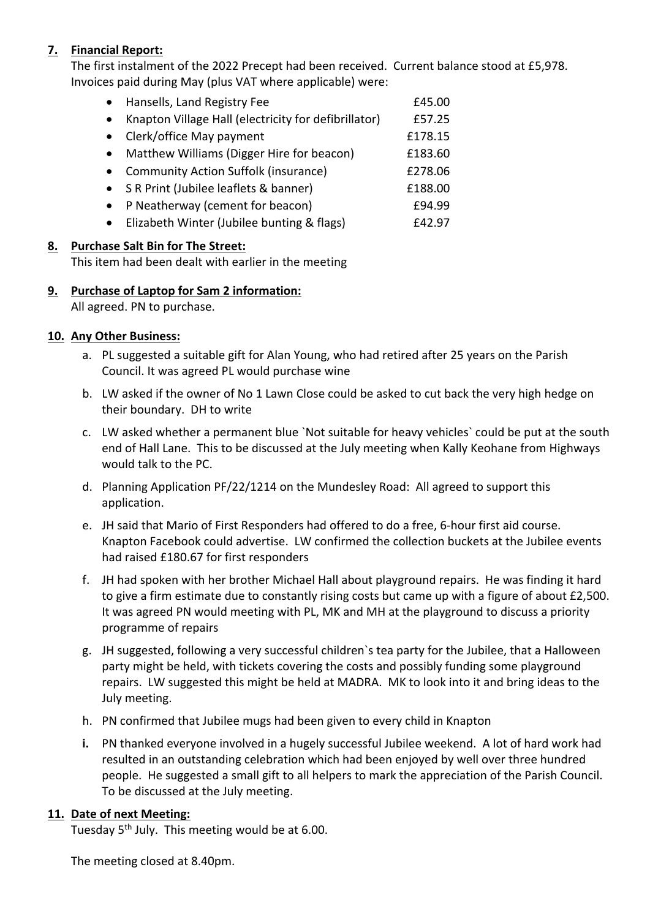**7. Financial Report:**

The first instalment of the 2022 Precept had been received. Current balance stood at £5,978. Invoices paid during May (plus VAT where applicable) were:

| | |
|---|---|
| Hansells, Land Registry Fee | £45.00 |
| Knapton Village Hall (electricity for defibrillator) | £57.25 |
| Clerk/office May payment | £178.15 |
| Matthew Williams (Digger Hire for beacon) | £183.60 |
| Community Action Suffolk (insurance) | £278.06 |
| S R Print (Jubilee leaflets & banner) | £188.00 |
| P Neatherway (cement for beacon) | £94.99 |
| Elizabeth Winter (Jubilee bunting & flags) | £42.97 |

**8. Purchase Salt Bin for The Street:**

This item had been dealt with earlier in the meeting

**9. Purchase of Laptop for Sam 2 information:**

All agreed. PN to purchase.

**10. Any Other Business:**

a. PL suggested a suitable gift for Alan Young, who had retired after 25 years on the Parish Council. It was agreed PL would purchase wine

b. LW asked if the owner of No 1 Lawn Close could be asked to cut back the very high hedge on their boundary. DH to write

c. LW asked whether a permanent blue `Not suitable for heavy vehicles` could be put at the south end of Hall Lane. This to be discussed at the July meeting when Kally Keohane from Highways would talk to the PC.

d. Planning Application PF/22/1214 on the Mundesley Road: All agreed to support this application.

e. JH said that Mario of First Responders had offered to do a free, 6-hour first aid course. Knapton Facebook could advertise. LW confirmed the collection buckets at the Jubilee events had raised £180.67 for first responders

f. JH had spoken with her brother Michael Hall about playground repairs. He was finding it hard to give a firm estimate due to constantly rising costs but came up with a figure of about £2,500. It was agreed PN would meeting with PL, MK and MH at the playground to discuss a priority programme of repairs

g. JH suggested, following a very successful children`s tea party for the Jubilee, that a Halloween party might be held, with tickets covering the costs and possibly funding some playground repairs. LW suggested this might be held at MADRA. MK to look into it and bring ideas to the July meeting.

h. PN confirmed that Jubilee mugs had been given to every child in Knapton

**i.** PN thanked everyone involved in a hugely successful Jubilee weekend. A lot of hard work had resulted in an outstanding celebration which had been enjoyed by well over three hundred people. He suggested a small gift to all helpers to mark the appreciation of the Parish Council. To be discussed at the July meeting.

**11. Date of next Meeting:**

Tuesday 5th July. This meeting would be at 6.00.

The meeting closed at 8.40pm.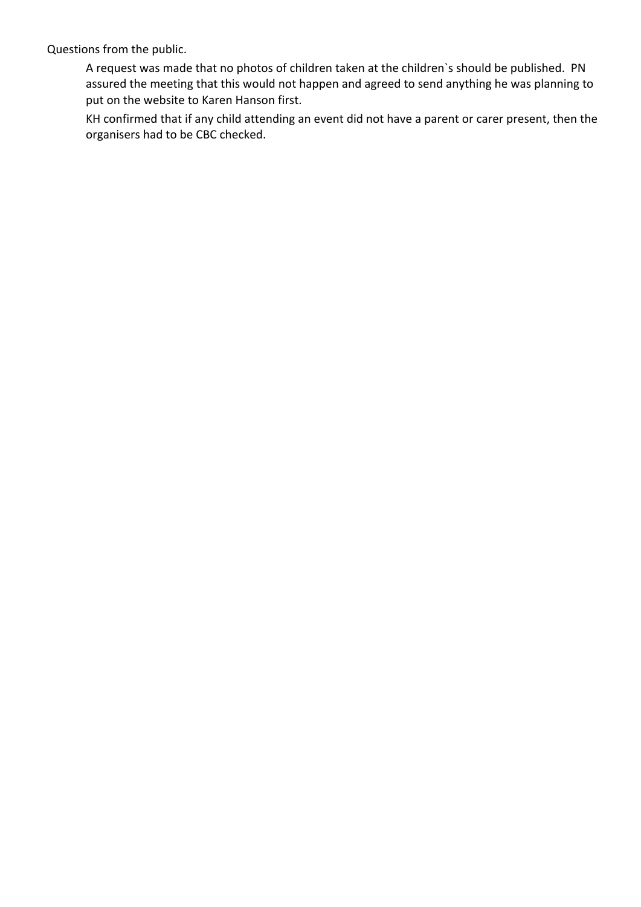Questions from the public.

A request was made that no photos of children taken at the children`s should be published. PN assured the meeting that this would not happen and agreed to send anything he was planning to put on the website to Karen Hanson first.

KH confirmed that if any child attending an event did not have a parent or carer present, then the organisers had to be CBC checked.